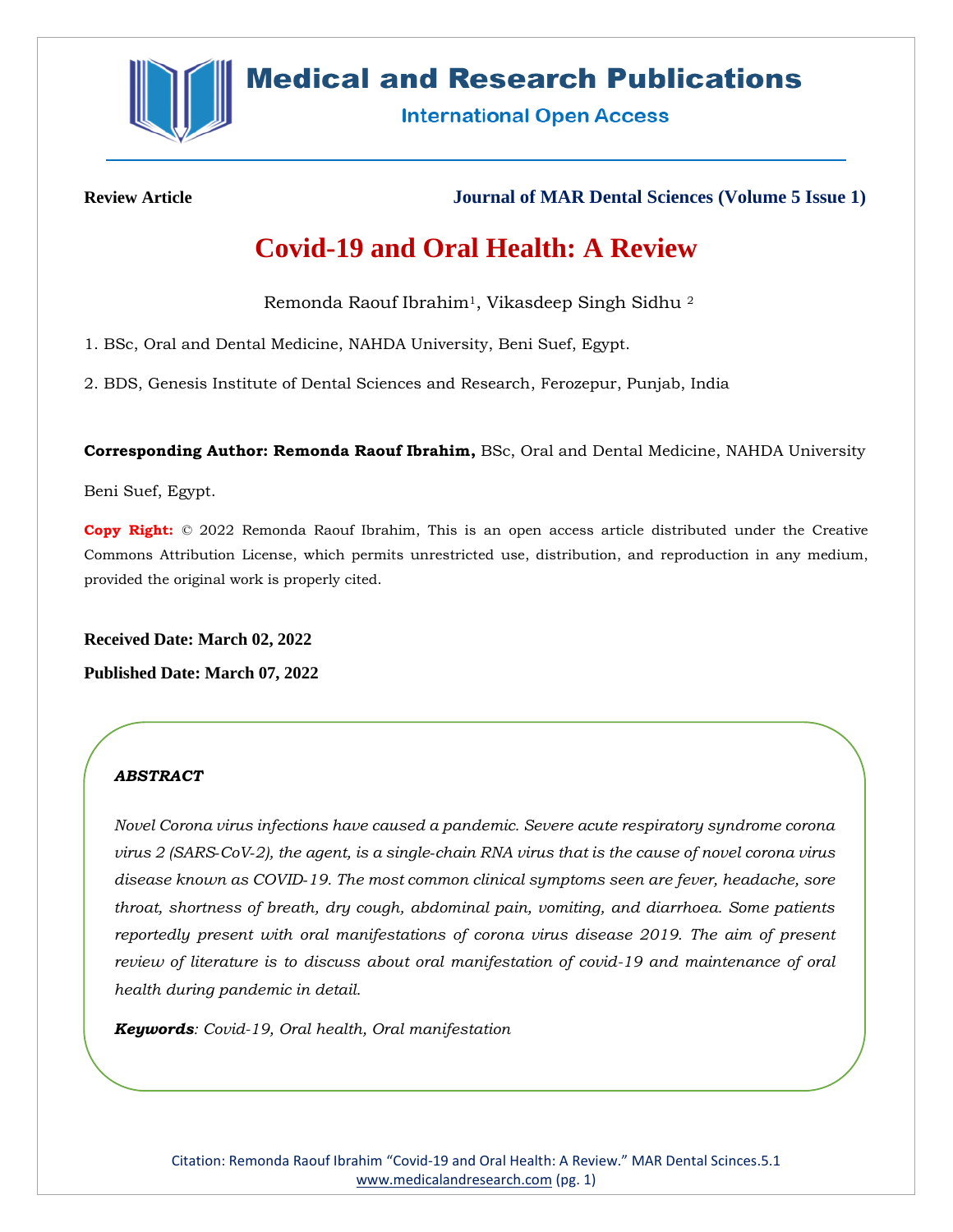**Review Article** **Journal of MAR Dental Sciences (Volume 5 Issue 1)**

# Covid-19 and Oral Health: A Review

Remonda Raouf Ibrahim[1], Vikasdeep Singh Sidhu [2]

1. BSc, Oral and Dental Medicine, NAHDA University, Beni Suef, Egypt.

2. BDS, Genesis Institute of Dental Sciences and Research, Ferozepur, Punjab, India

**Corresponding Author: Remonda Raouf Ibrahim,** BSc, Oral and Dental Medicine, NAHDA University Beni Suef, Egypt.

**Copy Right:** © 2022 Remonda Raouf Ibrahim, This is an open access article distributed under the Creative Commons Attribution License, which permits unrestricted use, distribution, and reproduction in any medium, provided the original work is properly cited.

**Received Date: March 02, 2022**

**Published Date: March 07, 2022**

***ABSTRACT***

*Novel Corona virus infections have caused a pandemic. Severe acute respiratory syndrome corona virus 2 (SARS-CoV-2), the agent, is a single-chain RNA virus that is the cause of novel corona virus disease known as COVID-19. The most common clinical symptoms seen are fever, headache, sore throat, shortness of breath, dry cough, abdominal pain, vomiting, and diarrhoea. Some patients reportedly present with oral manifestations of corona virus disease 2019. The aim of present review of literature is to discuss about oral manifestation of covid-19 and maintenance of oral health during pandemic in detail.*

***Keywords****: Covid-19, Oral health, Oral manifestation*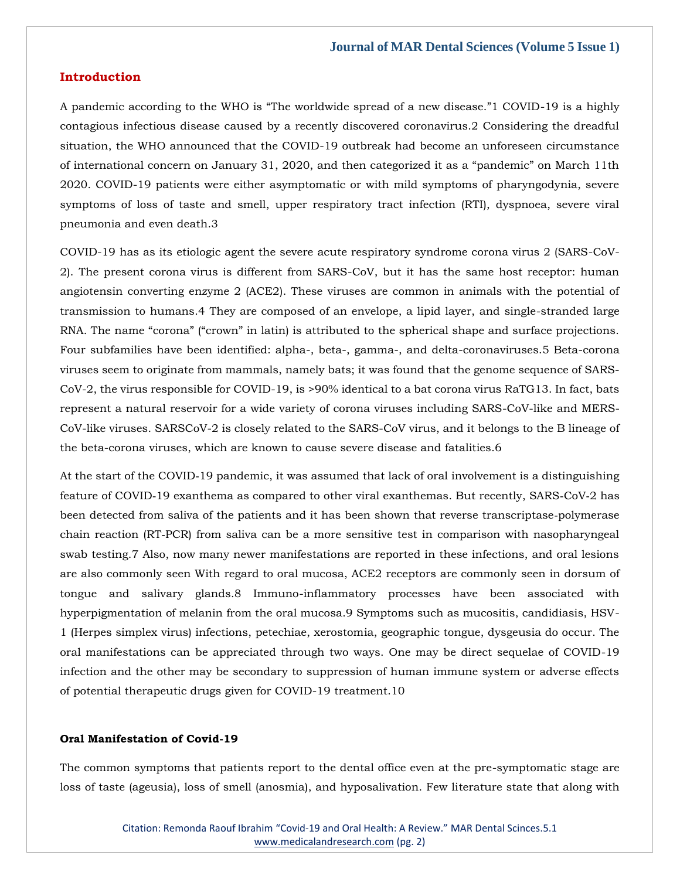## Introduction

A pandemic according to the WHO is "The worldwide spread of a new disease."[1] COVID-19 is a highly contagious infectious disease caused by a recently discovered coronavirus.[2] Considering the dreadful situation, the WHO announced that the COVID-19 outbreak had become an unforeseen circumstance of international concern on January 31, 2020, and then categorized it as a "pandemic" on March 11th 2020. COVID-19 patients were either asymptomatic or with mild symptoms of pharyngodynia, severe symptoms of loss of taste and smell, upper respiratory tract infection (RTI), dyspnoea, severe viral pneumonia and even death.[3]

COVID-19 has as its etiologic agent the severe acute respiratory syndrome corona virus 2 (SARS-CoV-2). The present corona virus is different from SARS-CoV, but it has the same host receptor: human angiotensin converting enzyme 2 (ACE2). These viruses are common in animals with the potential of transmission to humans.[4] They are composed of an envelope, a lipid layer, and single-stranded large RNA. The name "corona" ("crown" in latin) is attributed to the spherical shape and surface projections. Four subfamilies have been identified: alpha-, beta-, gamma-, and delta-coronaviruses.[5] Beta-corona viruses seem to originate from mammals, namely bats; it was found that the genome sequence of SARS-CoV-2, the virus responsible for COVID-19, is >90% identical to a bat corona virus RaTG13. In fact, bats represent a natural reservoir for a wide variety of corona viruses including SARS-CoV-like and MERS-CoV-like viruses. SARSCoV-2 is closely related to the SARS-CoV virus, and it belongs to the B lineage of the beta-corona viruses, which are known to cause severe disease and fatalities.[6]

At the start of the COVID-19 pandemic, it was assumed that lack of oral involvement is a distinguishing feature of COVID-19 exanthema as compared to other viral exanthemas. But recently, SARS-CoV-2 has been detected from saliva of the patients and it has been shown that reverse transcriptase-polymerase chain reaction (RT-PCR) from saliva can be a more sensitive test in comparison with nasopharyngeal swab testing.[7] Also, now many newer manifestations are reported in these infections, and oral lesions are also commonly seen With regard to oral mucosa, ACE2 receptors are commonly seen in dorsum of tongue and salivary glands.[8] Immuno-inflammatory processes have been associated with hyperpigmentation of melanin from the oral mucosa.[9] Symptoms such as mucositis, candidiasis, HSV-1 (Herpes simplex virus) infections, petechiae, xerostomia, geographic tongue, dysgeusia do occur. The oral manifestations can be appreciated through two ways. One may be direct sequelae of COVID-19 infection and the other may be secondary to suppression of human immune system or adverse effects of potential therapeutic drugs given for COVID-19 treatment.[10]

### Oral Manifestation of Covid-19

The common symptoms that patients report to the dental office even at the pre-symptomatic stage are loss of taste (ageusia), loss of smell (anosmia), and hyposalivation. Few literature state that along with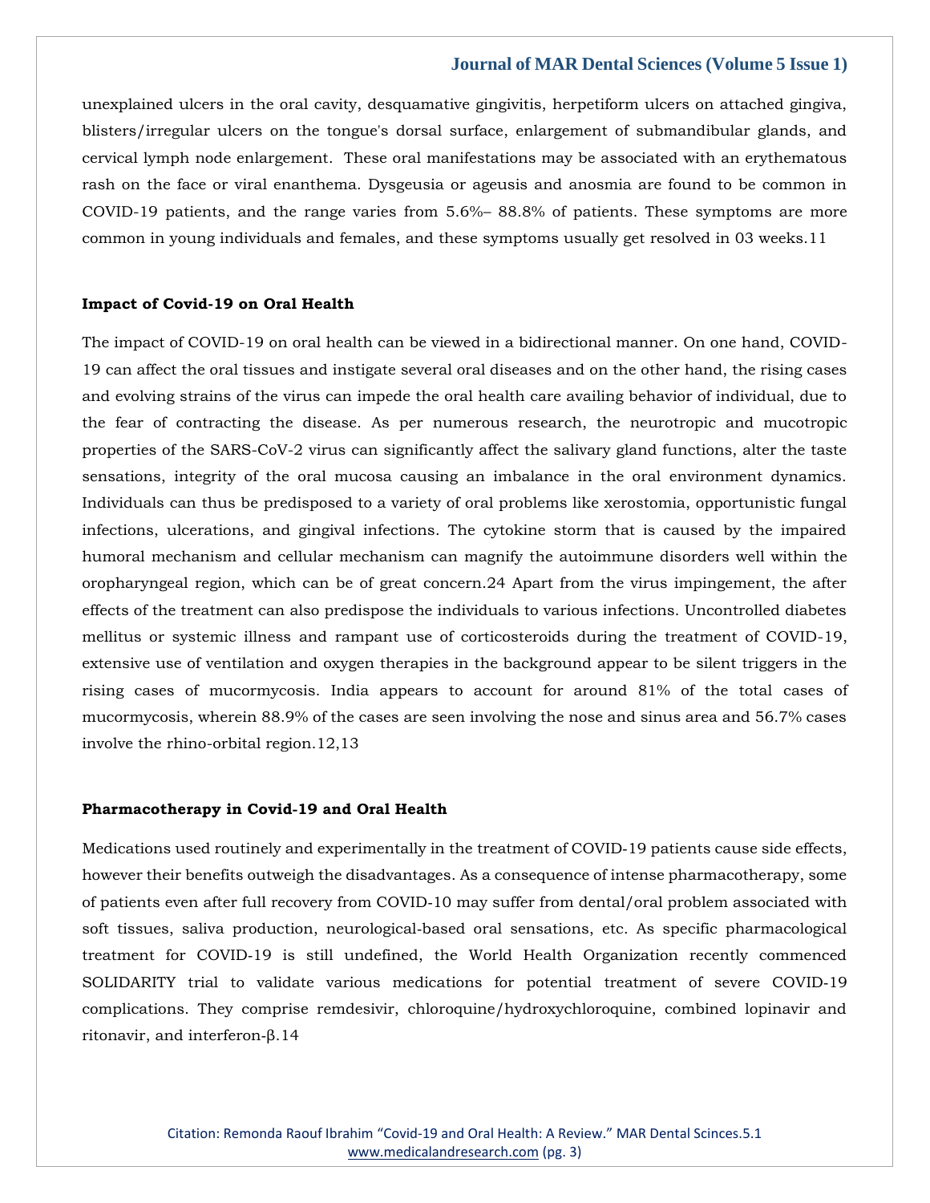unexplained ulcers in the oral cavity, desquamative gingivitis, herpetiform ulcers on attached gingiva, blisters/irregular ulcers on the tongue's dorsal surface, enlargement of submandibular glands, and cervical lymph node enlargement. These oral manifestations may be associated with an erythematous rash on the face or viral enanthema. Dysgeusia or ageusis and anosmia are found to be common in COVID-19 patients, and the range varies from 5.6%– 88.8% of patients. These symptoms are more common in young individuals and females, and these symptoms usually get resolved in 03 weeks.[11]

**Impact of Covid-19 on Oral Health**

The impact of COVID-19 on oral health can be viewed in a bidirectional manner. On one hand, COVID-19 can affect the oral tissues and instigate several oral diseases and on the other hand, the rising cases and evolving strains of the virus can impede the oral health care availing behavior of individual, due to the fear of contracting the disease. As per numerous research, the neurotropic and mucotropic properties of the SARS-CoV-2 virus can significantly affect the salivary gland functions, alter the taste sensations, integrity of the oral mucosa causing an imbalance in the oral environment dynamics. Individuals can thus be predisposed to a variety of oral problems like xerostomia, opportunistic fungal infections, ulcerations, and gingival infections. The cytokine storm that is caused by the impaired humoral mechanism and cellular mechanism can magnify the autoimmune disorders well within the oropharyngeal region, which can be of great concern.[24] Apart from the virus impingement, the after effects of the treatment can also predispose the individuals to various infections. Uncontrolled diabetes mellitus or systemic illness and rampant use of corticosteroids during the treatment of COVID-19, extensive use of ventilation and oxygen therapies in the background appear to be silent triggers in the rising cases of mucormycosis. India appears to account for around 81% of the total cases of mucormycosis, wherein 88.9% of the cases are seen involving the nose and sinus area and 56.7% cases involve the rhino-orbital region.[12,13]

**Pharmacotherapy in Covid-19 and Oral Health**

Medications used routinely and experimentally in the treatment of COVID-19 patients cause side effects, however their benefits outweigh the disadvantages. As a consequence of intense pharmacotherapy, some of patients even after full recovery from COVID-10 may suffer from dental/oral problem associated with soft tissues, saliva production, neurological-based oral sensations, etc. As specific pharmacological treatment for COVID-19 is still undefined, the World Health Organization recently commenced SOLIDARITY trial to validate various medications for potential treatment of severe COVID-19 complications. They comprise remdesivir, chloroquine/hydroxychloroquine, combined lopinavir and ritonavir, and interferon-β.[14]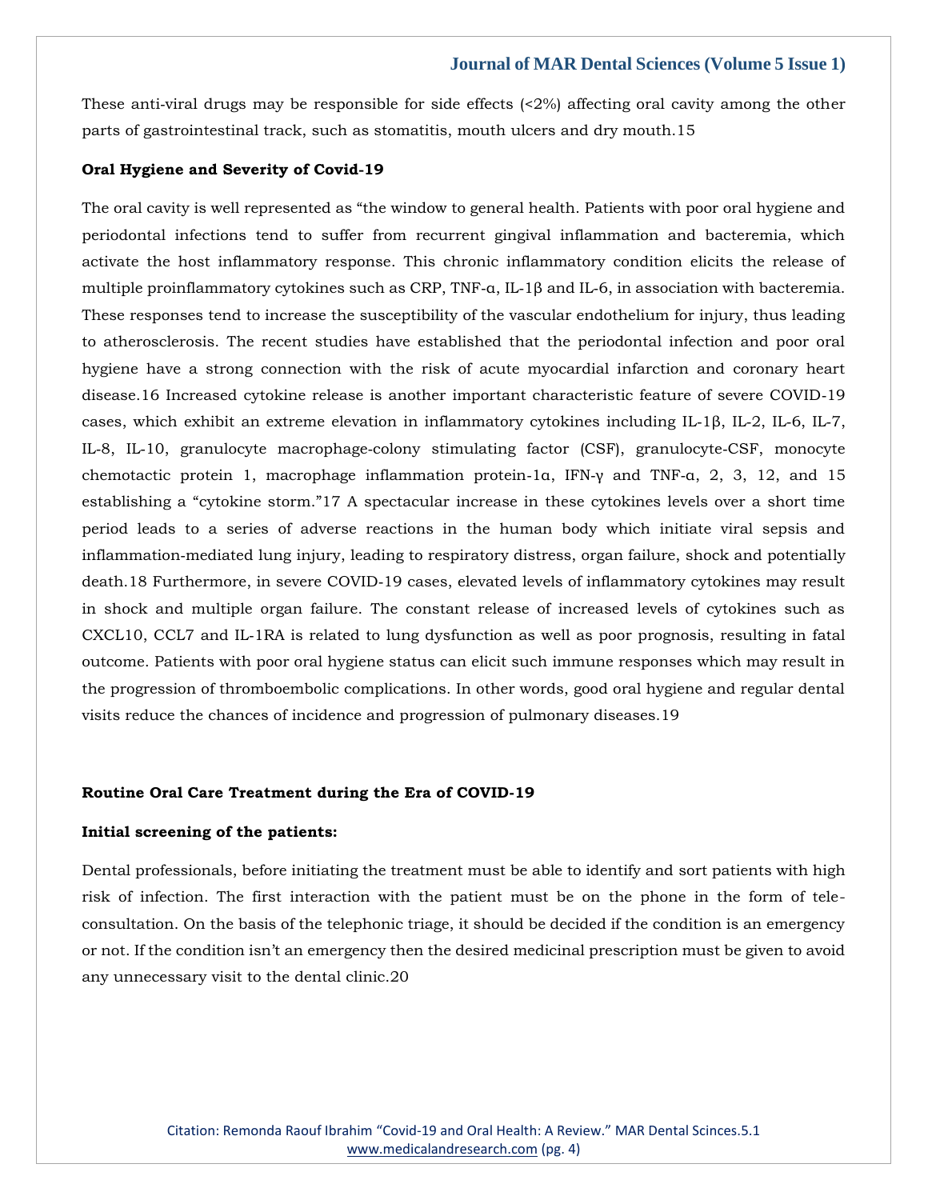These anti-viral drugs may be responsible for side effects (<2%) affecting oral cavity among the other parts of gastrointestinal track, such as stomatitis, mouth ulcers and dry mouth.[15]

**Oral Hygiene and Severity of Covid-19**

The oral cavity is well represented as "the window to general health. Patients with poor oral hygiene and periodontal infections tend to suffer from recurrent gingival inflammation and bacteremia, which activate the host inflammatory response. This chronic inflammatory condition elicits the release of multiple proinflammatory cytokines such as CRP, TNF-α, IL-1β and IL-6, in association with bacteremia. These responses tend to increase the susceptibility of the vascular endothelium for injury, thus leading to atherosclerosis. The recent studies have established that the periodontal infection and poor oral hygiene have a strong connection with the risk of acute myocardial infarction and coronary heart disease.[16] Increased cytokine release is another important characteristic feature of severe COVID-19 cases, which exhibit an extreme elevation in inflammatory cytokines including IL-1β, IL-2, IL-6, IL-7, IL-8, IL-10, granulocyte macrophage-colony stimulating factor (CSF), granulocyte-CSF, monocyte chemotactic protein 1, macrophage inflammation protein-1α, IFN-γ and TNF-α, 2, 3, 12, and 15 establishing a "cytokine storm."[17] A spectacular increase in these cytokines levels over a short time period leads to a series of adverse reactions in the human body which initiate viral sepsis and inflammation-mediated lung injury, leading to respiratory distress, organ failure, shock and potentially death.[18] Furthermore, in severe COVID-19 cases, elevated levels of inflammatory cytokines may result in shock and multiple organ failure. The constant release of increased levels of cytokines such as CXCL10, CCL7 and IL-1RA is related to lung dysfunction as well as poor prognosis, resulting in fatal outcome. Patients with poor oral hygiene status can elicit such immune responses which may result in the progression of thromboembolic complications. In other words, good oral hygiene and regular dental visits reduce the chances of incidence and progression of pulmonary diseases.[19]

**Routine Oral Care Treatment during the Era of COVID-19**

**Initial screening of the patients:**

Dental professionals, before initiating the treatment must be able to identify and sort patients with high risk of infection. The first interaction with the patient must be on the phone in the form of tele-consultation. On the basis of the telephonic triage, it should be decided if the condition is an emergency or not. If the condition isn't an emergency then the desired medicinal prescription must be given to avoid any unnecessary visit to the dental clinic.[20]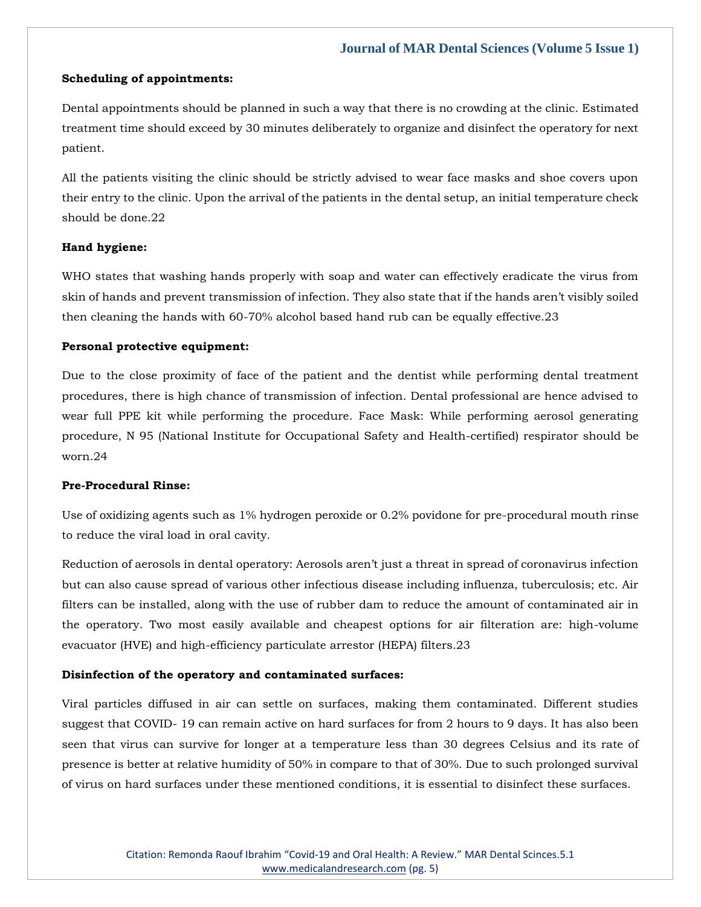**Scheduling of appointments:**

Dental appointments should be planned in such a way that there is no crowding at the clinic. Estimated treatment time should exceed by 30 minutes deliberately to organize and disinfect the operatory for next patient.

All the patients visiting the clinic should be strictly advised to wear face masks and shoe covers upon their entry to the clinic. Upon the arrival of the patients in the dental setup, an initial temperature check should be done.22

**Hand hygiene:**

WHO states that washing hands properly with soap and water can effectively eradicate the virus from skin of hands and prevent transmission of infection. They also state that if the hands aren't visibly soiled then cleaning the hands with 60-70% alcohol based hand rub can be equally effective.23

**Personal protective equipment:**

Due to the close proximity of face of the patient and the dentist while performing dental treatment procedures, there is high chance of transmission of infection. Dental professional are hence advised to wear full PPE kit while performing the procedure. Face Mask: While performing aerosol generating procedure, N 95 (National Institute for Occupational Safety and Health-certified) respirator should be worn.24

**Pre-Procedural Rinse:**

Use of oxidizing agents such as 1% hydrogen peroxide or 0.2% povidone for pre-procedural mouth rinse to reduce the viral load in oral cavity.

Reduction of aerosols in dental operatory: Aerosols aren't just a threat in spread of coronavirus infection but can also cause spread of various other infectious disease including influenza, tuberculosis; etc. Air filters can be installed, along with the use of rubber dam to reduce the amount of contaminated air in the operatory. Two most easily available and cheapest options for air filteration are: high-volume evacuator (HVE) and high-efficiency particulate arrestor (HEPA) filters.23

**Disinfection of the operatory and contaminated surfaces:**

Viral particles diffused in air can settle on surfaces, making them contaminated. Different studies suggest that COVID- 19 can remain active on hard surfaces for from 2 hours to 9 days. It has also been seen that virus can survive for longer at a temperature less than 30 degrees Celsius and its rate of presence is better at relative humidity of 50% in compare to that of 30%. Due to such prolonged survival of virus on hard surfaces under these mentioned conditions, it is essential to disinfect these surfaces.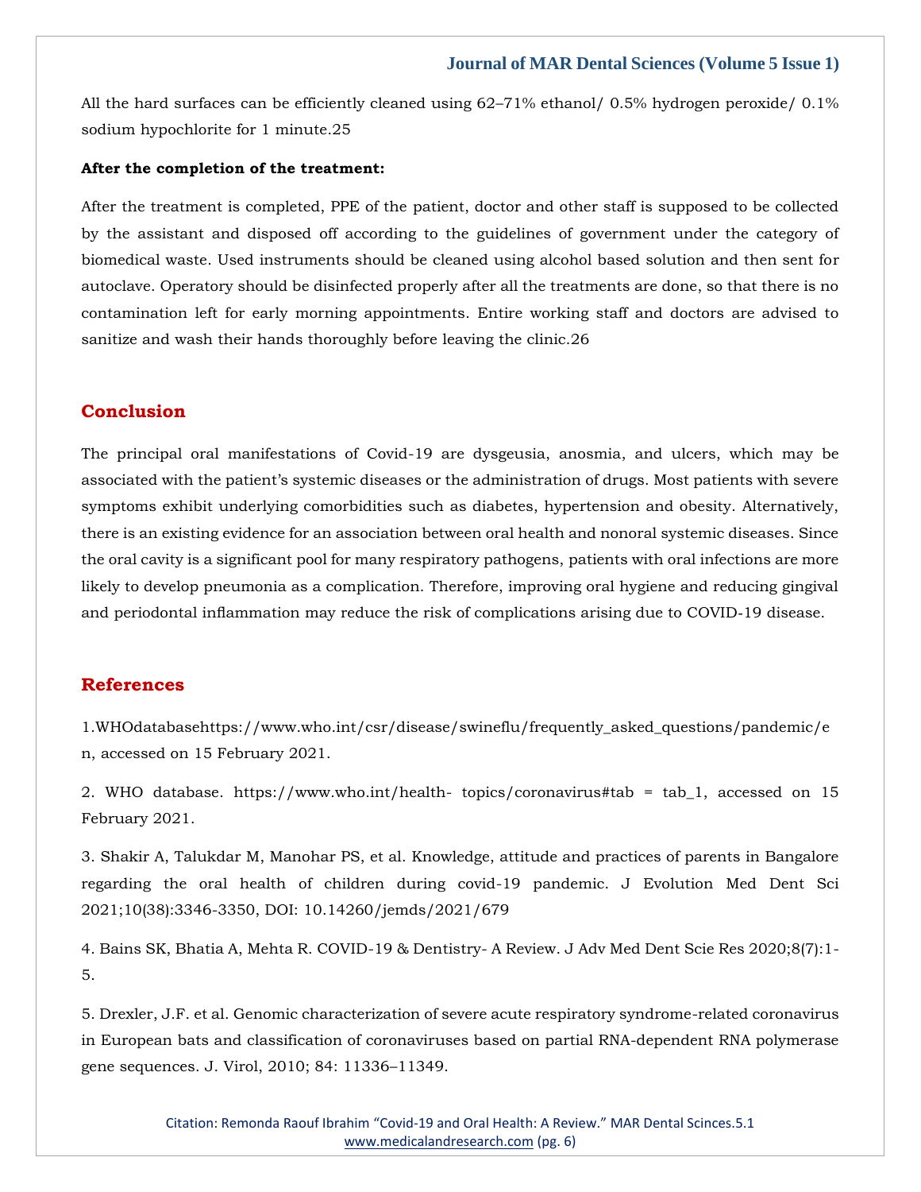All the hard surfaces can be efficiently cleaned using 62–71% ethanol/ 0.5% hydrogen peroxide/ 0.1% sodium hypochlorite for 1 minute.25

**After the completion of the treatment:**

After the treatment is completed, PPE of the patient, doctor and other staff is supposed to be collected by the assistant and disposed off according to the guidelines of government under the category of biomedical waste. Used instruments should be cleaned using alcohol based solution and then sent for autoclave. Operatory should be disinfected properly after all the treatments are done, so that there is no contamination left for early morning appointments. Entire working staff and doctors are advised to sanitize and wash their hands thoroughly before leaving the clinic.26

## Conclusion

The principal oral manifestations of Covid-19 are dysgeusia, anosmia, and ulcers, which may be associated with the patient's systemic diseases or the administration of drugs. Most patients with severe symptoms exhibit underlying comorbidities such as diabetes, hypertension and obesity. Alternatively, there is an existing evidence for an association between oral health and nonoral systemic diseases. Since the oral cavity is a significant pool for many respiratory pathogens, patients with oral infections are more likely to develop pneumonia as a complication. Therefore, improving oral hygiene and reducing gingival and periodontal inflammation may reduce the risk of complications arising due to COVID-19 disease.

## References

1.WHOdatabasehttps://www.who.int/csr/disease/swineflu/frequently_asked_questions/pandemic/en, accessed on 15 February 2021.

2. WHO database. https://www.who.int/health- topics/coronavirus#tab = tab_1, accessed on 15 February 2021.

3. Shakir A, Talukdar M, Manohar PS, et al. Knowledge, attitude and practices of parents in Bangalore regarding the oral health of children during covid-19 pandemic. J Evolution Med Dent Sci 2021;10(38):3346-3350, DOI: 10.14260/jemds/2021/679

4. Bains SK, Bhatia A, Mehta R. COVID-19 & Dentistry- A Review. J Adv Med Dent Scie Res 2020;8(7):1-5.

5. Drexler, J.F. et al. Genomic characterization of severe acute respiratory syndrome-related coronavirus in European bats and classification of coronaviruses based on partial RNA-dependent RNA polymerase gene sequences. J. Virol, 2010; 84: 11336–11349.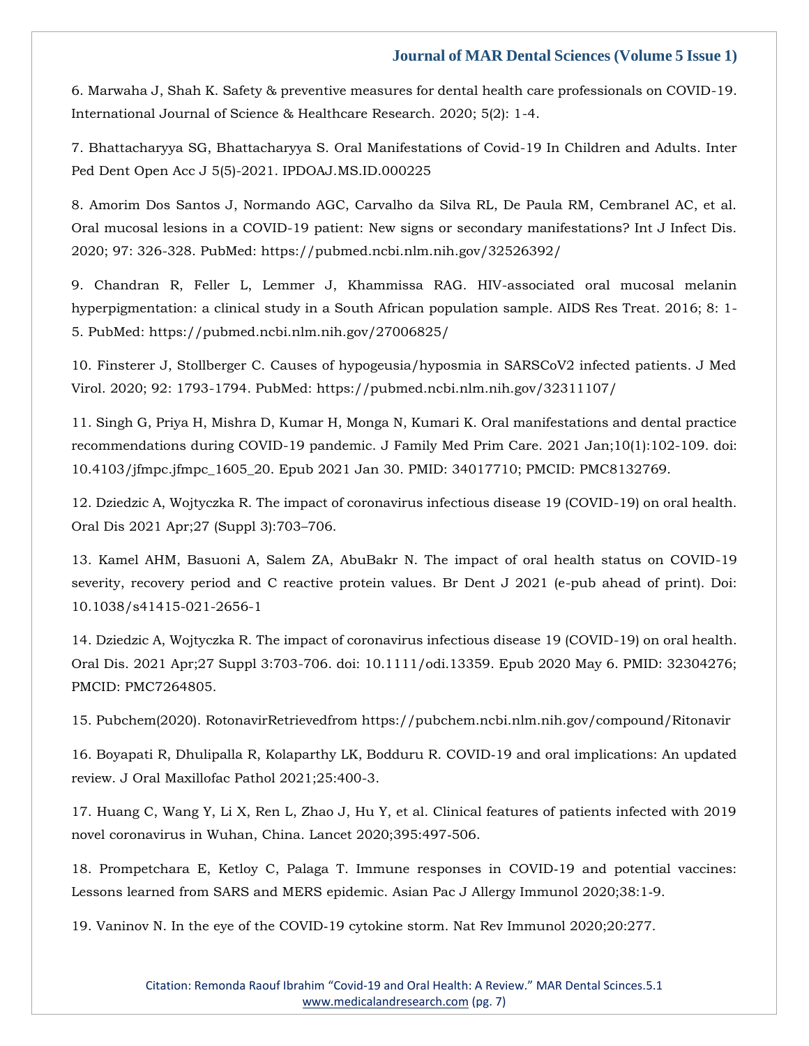6. Marwaha J, Shah K. Safety & preventive measures for dental health care professionals on COVID-19. International Journal of Science & Healthcare Research. 2020; 5(2): 1-4.

7. Bhattacharyya SG, Bhattacharyya S. Oral Manifestations of Covid-19 In Children and Adults. Inter Ped Dent Open Acc J 5(5)-2021. IPDOAJ.MS.ID.000225

8. Amorim Dos Santos J, Normando AGC, Carvalho da Silva RL, De Paula RM, Cembranel AC, et al. Oral mucosal lesions in a COVID-19 patient: New signs or secondary manifestations? Int J Infect Dis. 2020; 97: 326-328. PubMed: https://pubmed.ncbi.nlm.nih.gov/32526392/

9. Chandran R, Feller L, Lemmer J, Khammissa RAG. HIV-associated oral mucosal melanin hyperpigmentation: a clinical study in a South African population sample. AIDS Res Treat. 2016; 8: 1-5. PubMed: https://pubmed.ncbi.nlm.nih.gov/27006825/

10. Finsterer J, Stollberger C. Causes of hypogeusia/hyposmia in SARSCoV2 infected patients. J Med Virol. 2020; 92: 1793-1794. PubMed: https://pubmed.ncbi.nlm.nih.gov/32311107/

11. Singh G, Priya H, Mishra D, Kumar H, Monga N, Kumari K. Oral manifestations and dental practice recommendations during COVID-19 pandemic. J Family Med Prim Care. 2021 Jan;10(1):102-109. doi: 10.4103/jfmpc.jfmpc_1605_20. Epub 2021 Jan 30. PMID: 34017710; PMCID: PMC8132769.

12. Dziedzic A, Wojtyczka R. The impact of coronavirus infectious disease 19 (COVID-19) on oral health. Oral Dis 2021 Apr;27 (Suppl 3):703–706.

13. Kamel AHM, Basuoni A, Salem ZA, AbuBakr N. The impact of oral health status on COVID-19 severity, recovery period and C reactive protein values. Br Dent J 2021 (e-pub ahead of print). Doi: 10.1038/s41415-021-2656-1

14. Dziedzic A, Wojtyczka R. The impact of coronavirus infectious disease 19 (COVID-19) on oral health. Oral Dis. 2021 Apr;27 Suppl 3:703-706. doi: 10.1111/odi.13359. Epub 2020 May 6. PMID: 32304276; PMCID: PMC7264805.

15. Pubchem(2020). RotonavirRetrievedfrom https://pubchem.ncbi.nlm.nih.gov/compound/Ritonavir

16. Boyapati R, Dhulipalla R, Kolaparthy LK, Bodduru R. COVID-19 and oral implications: An updated review. J Oral Maxillofac Pathol 2021;25:400-3.

17. Huang C, Wang Y, Li X, Ren L, Zhao J, Hu Y, et al. Clinical features of patients infected with 2019 novel coronavirus in Wuhan, China. Lancet 2020;395:497-506.

18. Prompetchara E, Ketloy C, Palaga T. Immune responses in COVID-19 and potential vaccines: Lessons learned from SARS and MERS epidemic. Asian Pac J Allergy Immunol 2020;38:1-9.

19. Vaninov N. In the eye of the COVID-19 cytokine storm. Nat Rev Immunol 2020;20:277.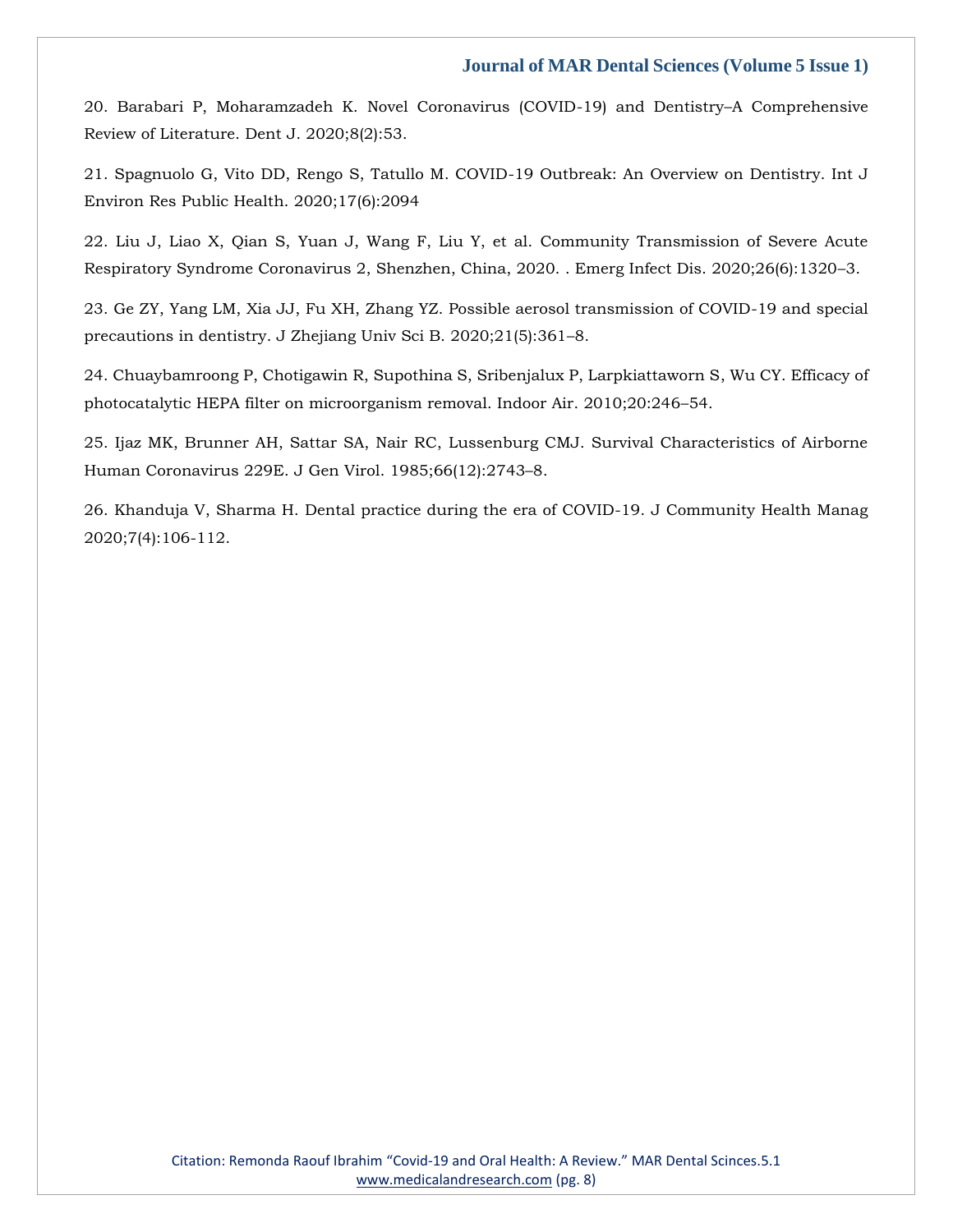20. Barabari P, Moharamzadeh K. Novel Coronavirus (COVID-19) and Dentistry–A Comprehensive Review of Literature. Dent J. 2020;8(2):53.

21. Spagnuolo G, Vito DD, Rengo S, Tatullo M. COVID-19 Outbreak: An Overview on Dentistry. Int J Environ Res Public Health. 2020;17(6):2094

22. Liu J, Liao X, Qian S, Yuan J, Wang F, Liu Y, et al. Community Transmission of Severe Acute Respiratory Syndrome Coronavirus 2, Shenzhen, China, 2020. . Emerg Infect Dis. 2020;26(6):1320–3.

23. Ge ZY, Yang LM, Xia JJ, Fu XH, Zhang YZ. Possible aerosol transmission of COVID-19 and special precautions in dentistry. J Zhejiang Univ Sci B. 2020;21(5):361–8.

24. Chuaybamroong P, Chotigawin R, Supothina S, Sribenjalux P, Larpkiattaworn S, Wu CY. Efficacy of photocatalytic HEPA filter on microorganism removal. Indoor Air. 2010;20:246–54.

25. Ijaz MK, Brunner AH, Sattar SA, Nair RC, Lussenburg CMJ. Survival Characteristics of Airborne Human Coronavirus 229E. J Gen Virol. 1985;66(12):2743–8.

26. Khanduja V, Sharma H. Dental practice during the era of COVID-19. J Community Health Manag 2020;7(4):106-112.